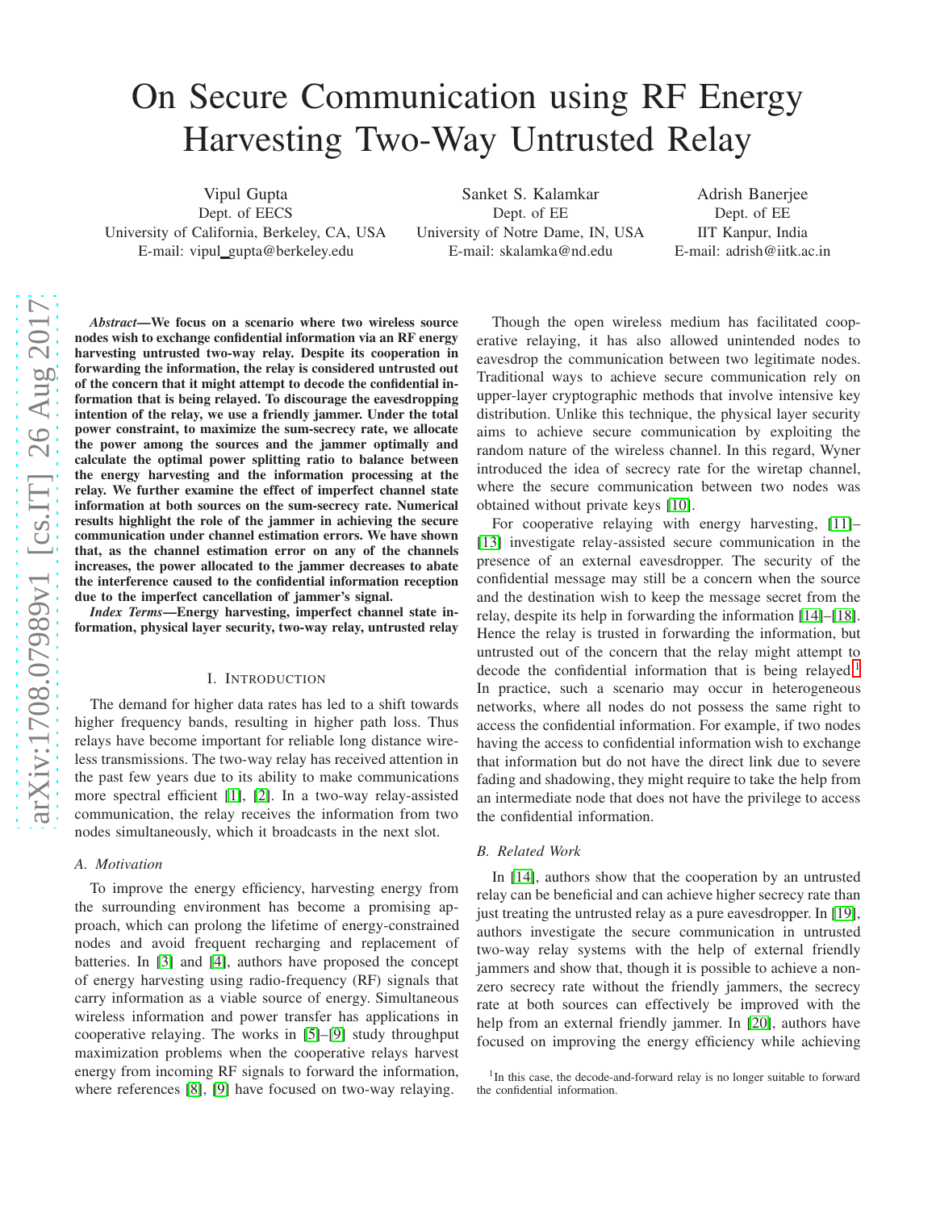# On Secure Communication using RF Energy Harvesting Two-Way Untrusted Relay

Vipul Gupta
Dept. of EECS
University of California, Berkeley, CA, USA
E-mail: vipul_gupta@berkeley.edu

Sanket S. Kalamkar
Dept. of EE
University of Notre Dame, IN, USA
E-mail: skalamka@nd.edu

Adrish Banerjee
Dept. of EE
IIT Kanpur, India
E-mail: adrish@iitk.ac.in

***Abstract*—We focus on a scenario where two wireless source nodes wish to exchange confidential information via an RF energy harvesting untrusted two-way relay. Despite its cooperation in forwarding the information, the relay is considered untrusted out of the concern that it might attempt to decode the confidential information that is being relayed. To discourage the eavesdropping intention of the relay, we use a friendly jammer. Under the total power constraint, to maximize the sum-secrecy rate, we allocate the power among the sources and the jammer optimally and calculate the optimal power splitting ratio to balance between the energy harvesting and the information processing at the relay. We further examine the effect of imperfect channel state information at both sources on the sum-secrecy rate. Numerical results highlight the role of the jammer in achieving the secure communication under channel estimation errors. We have shown that, as the channel estimation error on any of the channels increases, the power allocated to the jammer decreases to abate the interference caused to the confidential information reception due to the imperfect cancellation of jammer's signal.**

***Index Terms*—Energy harvesting, imperfect channel state information, physical layer security, two-way relay, untrusted relay**

## I. Introduction

The demand for higher data rates has led to a shift towards higher frequency bands, resulting in higher path loss. Thus relays have become important for reliable long distance wireless transmissions. The two-way relay has received attention in the past few years due to its ability to make communications more spectral efficient [1], [2]. In a two-way relay-assisted communication, the relay receives the information from two nodes simultaneously, which it broadcasts in the next slot.

### A. Motivation

To improve the energy efficiency, harvesting energy from the surrounding environment has become a promising approach, which can prolong the lifetime of energy-constrained nodes and avoid frequent recharging and replacement of batteries. In [3] and [4], authors have proposed the concept of energy harvesting using radio-frequency (RF) signals that carry information as a viable source of energy. Simultaneous wireless information and power transfer has applications in cooperative relaying. The works in [5]–[9] study throughput maximization problems when the cooperative relays harvest energy from incoming RF signals to forward the information, where references [8], [9] have focused on two-way relaying.

Though the open wireless medium has facilitated cooperative relaying, it has also allowed unintended nodes to eavesdrop the communication between two legitimate nodes. Traditional ways to achieve secure communication rely on upper-layer cryptographic methods that involve intensive key distribution. Unlike this technique, the physical layer security aims to achieve secure communication by exploiting the random nature of the wireless channel. In this regard, Wyner introduced the idea of secrecy rate for the wiretap channel, where the secure communication between two nodes was obtained without private keys [10].

For cooperative relaying with energy harvesting, [11]–[13] investigate relay-assisted secure communication in the presence of an external eavesdropper. The security of the confidential message may still be a concern when the source and the destination wish to keep the message secret from the relay, despite its help in forwarding the information [14]–[18]. Hence the relay is trusted in forwarding the information, but untrusted out of the concern that the relay might attempt to decode the confidential information that is being relayed.[1] In practice, such a scenario may occur in heterogeneous networks, where all nodes do not possess the same right to access the confidential information. For example, if two nodes having the access to confidential information wish to exchange that information but do not have the direct link due to severe fading and shadowing, they might require to take the help from an intermediate node that does not have the privilege to access the confidential information.

### B. Related Work

In [14], authors show that the cooperation by an untrusted relay can be beneficial and can achieve higher secrecy rate than just treating the untrusted relay as a pure eavesdropper. In [19], authors investigate the secure communication in untrusted two-way relay systems with the help of external friendly jammers and show that, though it is possible to achieve a non-zero secrecy rate without the friendly jammers, the secrecy rate at both sources can effectively be improved with the help from an external friendly jammer. In [20], authors have focused on improving the energy efficiency while achieving

[1] In this case, the decode-and-forward relay is no longer suitable to forward the confidential information.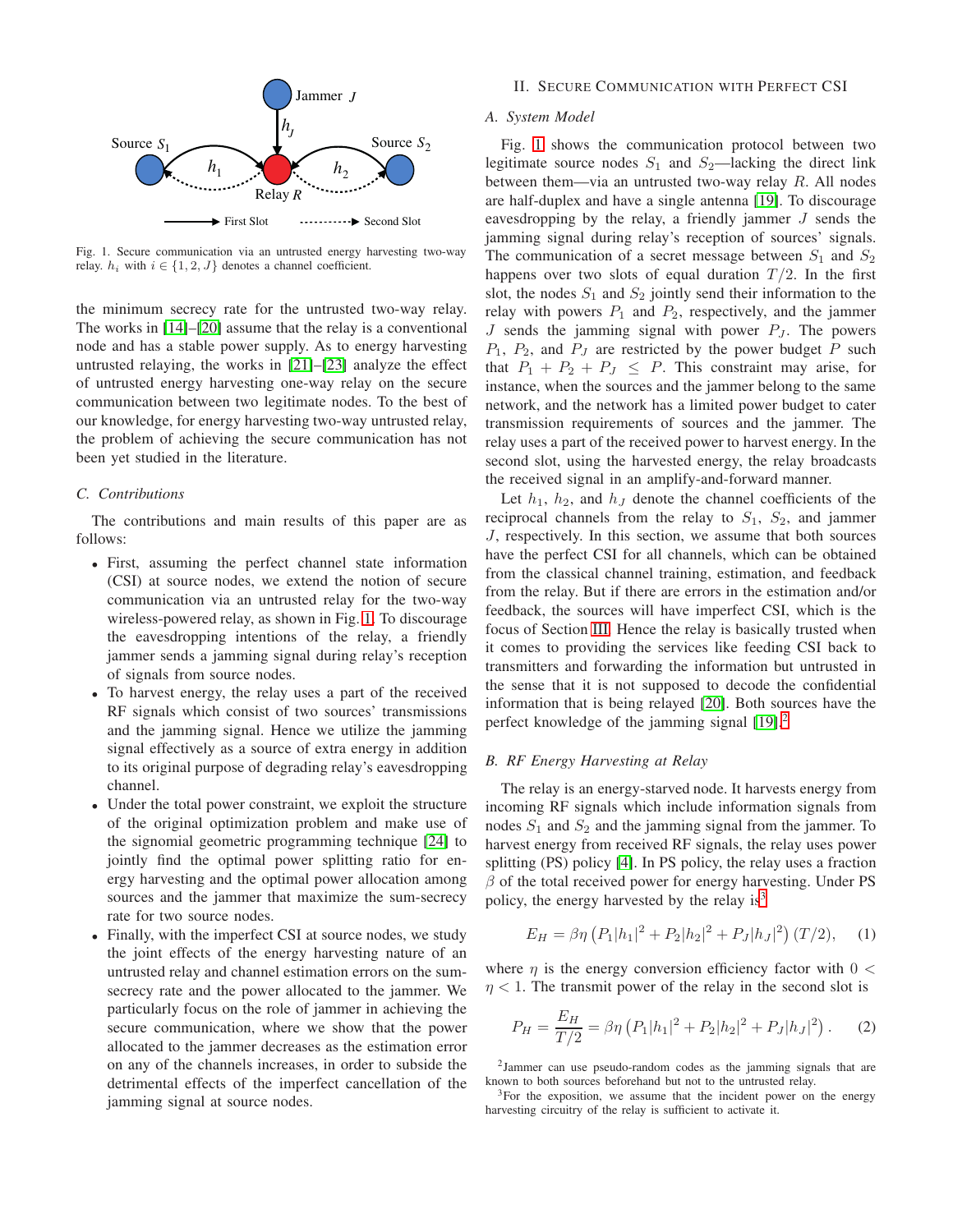Fig. 1. Secure communication via an untrusted energy harvesting two-way relay. $h_i$ with $i \in \{1, 2, J\}$ denotes a channel coefficient.

the minimum secrecy rate for the untrusted two-way relay. The works in [14]–[20] assume that the relay is a conventional node and has a stable power supply. As to energy harvesting untrusted relaying, the works in [21]–[23] analyze the effect of untrusted energy harvesting one-way relay on the secure communication between two legitimate nodes. To the best of our knowledge, for energy harvesting two-way untrusted relay, the problem of achieving the secure communication has not been yet studied in the literature.

### C. Contributions

The contributions and main results of this paper are as follows:

- First, assuming the perfect channel state information (CSI) at source nodes, we extend the notion of secure communication via an untrusted relay for the two-way wireless-powered relay, as shown in Fig. 1. To discourage the eavesdropping intentions of the relay, a friendly jammer sends a jamming signal during relay's reception of signals from source nodes.
- To harvest energy, the relay uses a part of the received RF signals which consist of two sources' transmissions and the jamming signal. Hence we utilize the jamming signal effectively as a source of extra energy in addition to its original purpose of degrading relay's eavesdropping channel.
- Under the total power constraint, we exploit the structure of the original optimization problem and make use of the signomial geometric programming technique [24] to jointly find the optimal power splitting ratio for energy harvesting and the optimal power allocation among sources and the jammer that maximize the sum-secrecy rate for two source nodes.
- Finally, with the imperfect CSI at source nodes, we study the joint effects of the energy harvesting nature of an untrusted relay and channel estimation errors on the sum-secrecy rate and the power allocated to the jammer. We particularly focus on the role of jammer in achieving the secure communication, where we show that the power allocated to the jammer decreases as the estimation error on any of the channels increases, in order to subside the detrimental effects of the imperfect cancellation of the jamming signal at source nodes.

## II. Secure Communication with Perfect CSI

### A. System Model

Fig. 1 shows the communication protocol between two legitimate source nodes $S_1$ and $S_2$—lacking the direct link between them—via an untrusted two-way relay $R$. All nodes are half-duplex and have a single antenna [19]. To discourage eavesdropping by the relay, a friendly jammer $J$ sends the jamming signal during relay's reception of sources' signals. The communication of a secret message between $S_1$ and $S_2$ happens over two slots of equal duration $T/2$. In the first slot, the nodes $S_1$ and $S_2$ jointly send their information to the relay with powers $P_1$ and $P_2$, respectively, and the jammer $J$ sends the jamming signal with power $P_J$. The powers $P_1$, $P_2$, and $P_J$ are restricted by the power budget $P$ such that $P_1 + P_2 + P_J \leq P$. This constraint may arise, for instance, when the sources and the jammer belong to the same network, and the network has a limited power budget to cater transmission requirements of sources and the jammer. The relay uses a part of the received power to harvest energy. In the second slot, using the harvested energy, the relay broadcasts the received signal in an amplify-and-forward manner.

Let $h_1$, $h_2$, and $h_J$ denote the channel coefficients of the reciprocal channels from the relay to $S_1$, $S_2$, and jammer $J$, respectively. In this section, we assume that both sources have the perfect CSI for all channels, which can be obtained from the classical channel training, estimation, and feedback from the relay. But if there are errors in the estimation and/or feedback, the sources will have imperfect CSI, which is the focus of Section III. Hence the relay is basically trusted when it comes to providing the services like feeding CSI back to transmitters and forwarding the information but untrusted in the sense that it is not supposed to decode the confidential information that is being relayed [20]. Both sources have the perfect knowledge of the jamming signal [19].[2]

### B. RF Energy Harvesting at Relay

The relay is an energy-starved node. It harvests energy from incoming RF signals which include information signals from nodes $S_1$ and $S_2$ and the jamming signal from the jammer. To harvest energy from received RF signals, the relay uses power splitting (PS) policy [4]. In PS policy, the relay uses a fraction $\beta$ of the total received power for energy harvesting. Under PS policy, the energy harvested by the relay is[3]

$$E_H = \beta\eta \left(P_1|h_1|^2 + P_2|h_2|^2 + P_J|h_J|^2\right)(T/2), \quad (1)$$

where $\eta$ is the energy conversion efficiency factor with $0 < \eta < 1$. The transmit power of the relay in the second slot is

$$P_H = \frac{E_H}{T/2} = \beta\eta \left(P_1|h_1|^2 + P_2|h_2|^2 + P_J|h_J|^2\right). \quad (2)$$

[2] Jammer can use pseudo-random codes as the jamming signals that are known to both sources beforehand but not to the untrusted relay.

[3] For the exposition, we assume that the incident power on the energy harvesting circuitry of the relay is sufficient to activate it.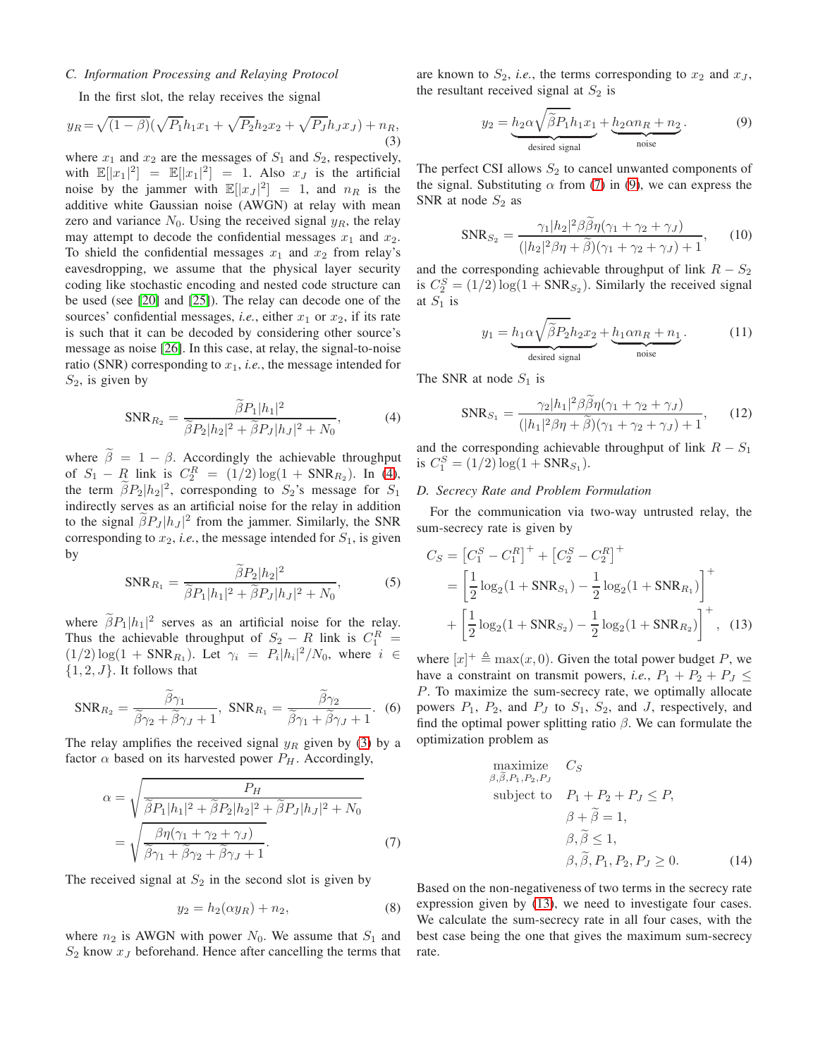### C. Information Processing and Relaying Protocol

In the first slot, the relay receives the signal

$$y_R = \sqrt{(1-\beta)}(\sqrt{P_1}h_1x_1 + \sqrt{P_2}h_2x_2 + \sqrt{P_J}h_Jx_J) + n_R, \tag{3}$$

where $x_1$ and $x_2$ are the messages of $S_1$ and $S_2$, respectively, with $\mathbb{E}[|x_1|^2] = \mathbb{E}[|x_1|^2] = 1$. Also $x_J$ is the artificial noise by the jammer with $\mathbb{E}[|x_J|^2] = 1$, and $n_R$ is the additive white Gaussian noise (AWGN) at relay with mean zero and variance $N_0$. Using the received signal $y_R$, the relay may attempt to decode the confidential messages $x_1$ and $x_2$. To shield the confidential messages $x_1$ and $x_2$ from relay's eavesdropping, we assume that the physical layer security coding like stochastic encoding and nested code structure can be used (see [20] and [25]). The relay can decode one of the sources' confidential messages, *i.e.*, either $x_1$ or $x_2$, if its rate is such that it can be decoded by considering other source's message as noise [26]. In this case, at relay, the signal-to-noise ratio (SNR) corresponding to $x_1$, *i.e.*, the message intended for $S_2$, is given by

$$\text{SNR}_{R_2} = \frac{\widetilde{\beta}P_1|h_1|^2}{\widetilde{\beta}P_2|h_2|^2 + \widetilde{\beta}P_J|h_J|^2 + N_0}, \tag{4}$$

where $\widetilde{\beta} = 1 - \beta$. Accordingly the achievable throughput of $S_1 - R$ link is $C_2^R = (1/2)\log(1 + \text{SNR}_{R_2})$. In (4), the term $\widetilde{\beta}P_2|h_2|^2$, corresponding to $S_2$'s message for $S_1$ indirectly serves as an artificial noise for the relay in addition to the signal $\widetilde{\beta}P_J|h_J|^2$ from the jammer. Similarly, the SNR corresponding to $x_2$, *i.e.*, the message intended for $S_1$, is given by

$$\text{SNR}_{R_1} = \frac{\widetilde{\beta}P_2|h_2|^2}{\widetilde{\beta}P_1|h_1|^2 + \widetilde{\beta}P_J|h_J|^2 + N_0}, \tag{5}$$

where $\widetilde{\beta}P_1|h_1|^2$ serves as an artificial noise for the relay. Thus the achievable throughput of $S_2 - R$ link is $C_1^R = (1/2)\log(1 + \text{SNR}_{R_1})$. Let $\gamma_i = P_i|h_i|^2/N_0$, where $i \in \{1, 2, J\}$. It follows that

$$\text{SNR}_{R_2} = \frac{\widetilde{\beta}\gamma_1}{\widetilde{\beta}\gamma_2 + \widetilde{\beta}\gamma_J + 1}, \ \text{SNR}_{R_1} = \frac{\widetilde{\beta}\gamma_2}{\widetilde{\beta}\gamma_1 + \widetilde{\beta}\gamma_J + 1}. \tag{6}$$

The relay amplifies the received signal $y_R$ given by (3) by a factor $\alpha$ based on its harvested power $P_H$. Accordingly,

$$\begin{aligned}\alpha &= \sqrt{\frac{P_H}{\widetilde{\beta}P_1|h_1|^2 + \widetilde{\beta}P_2|h_2|^2 + \widetilde{\beta}P_J|h_J|^2 + N_0}} \\ &= \sqrt{\frac{\beta\eta(\gamma_1 + \gamma_2 + \gamma_J)}{\widetilde{\beta}\gamma_1 + \widetilde{\beta}\gamma_2 + \widetilde{\beta}\gamma_J + 1}}.\end{aligned} \tag{7}$$

The received signal at $S_2$ in the second slot is given by

$$y_2 = h_2(\alpha y_R) + n_2, \tag{8}$$

where $n_2$ is AWGN with power $N_0$. We assume that $S_1$ and $S_2$ know $x_J$ beforehand. Hence after cancelling the terms that are known to $S_2$, *i.e.*, the terms corresponding to $x_2$ and $x_J$, the resultant received signal at $S_2$ is

$$y_2 = \underbrace{h_2\alpha\sqrt{\widetilde{\beta}P_1}h_1x_1}_{\text{desired signal}} + \underbrace{h_2\alpha n_R + n_2}_{\text{noise}}. \tag{9}$$

The perfect CSI allows $S_2$ to cancel unwanted components of the signal. Substituting $\alpha$ from (7) in (9), we can express the SNR at node $S_2$ as

$$\text{SNR}_{S_2} = \frac{\gamma_1|h_2|^2\beta\widetilde{\beta}\eta(\gamma_1 + \gamma_2 + \gamma_J)}{(|h_2|^2\beta\eta + \widetilde{\beta})(\gamma_1 + \gamma_2 + \gamma_J) + 1}, \tag{10}$$

and the corresponding achievable throughput of link $R - S_2$ is $C_2^S = (1/2)\log(1 + \text{SNR}_{S_2})$. Similarly the received signal at $S_1$ is

$$y_1 = \underbrace{h_1\alpha\sqrt{\widetilde{\beta}P_2}h_2x_2}_{\text{desired signal}} + \underbrace{h_1\alpha n_R + n_1}_{\text{noise}}. \tag{11}$$

The SNR at node $S_1$ is

$$\text{SNR}_{S_1} = \frac{\gamma_2|h_1|^2\beta\widetilde{\beta}\eta(\gamma_1 + \gamma_2 + \gamma_J)}{(|h_1|^2\beta\eta + \widetilde{\beta})(\gamma_1 + \gamma_2 + \gamma_J) + 1}, \tag{12}$$

and the corresponding achievable throughput of link $R - S_1$ is $C_1^S = (1/2)\log(1 + \text{SNR}_{S_1})$.

### D. Secrecy Rate and Problem Formulation

For the communication via two-way untrusted relay, the sum-secrecy rate is given by

$$\begin{aligned}C_S &= \left[C_1^S - C_1^R\right]^+ + \left[C_2^S - C_2^R\right]^+ \\ &= \left[\frac{1}{2}\log_2(1 + \text{SNR}_{S_1}) - \frac{1}{2}\log_2(1 + \text{SNR}_{R_1})\right]^+ \\ &\quad + \left[\frac{1}{2}\log_2(1 + \text{SNR}_{S_2}) - \frac{1}{2}\log_2(1 + \text{SNR}_{R_2})\right]^+,\end{aligned} \tag{13}$$

where $[x]^+ \triangleq \max(x, 0)$. Given the total power budget $P$, we have a constraint on transmit powers, *i.e.*, $P_1 + P_2 + P_J \leq P$. To maximize the sum-secrecy rate, we optimally allocate powers $P_1$, $P_2$, and $P_J$ to $S_1$, $S_2$, and $J$, respectively, and find the optimal power splitting ratio $\beta$. We can formulate the optimization problem as

$$\begin{aligned}\underset{\beta, \widetilde{\beta}, P_1, P_2, P_J}{\text{maximize}} \quad & C_S \\ \text{subject to} \quad & P_1 + P_2 + P_J \leq P, \\ & \beta + \widetilde{\beta} = 1, \\ & \beta, \widetilde{\beta} \leq 1, \\ & \beta, \widetilde{\beta}, P_1, P_2, P_J \geq 0.\end{aligned} \tag{14}$$

Based on the non-negativeness of two terms in the secrecy rate expression given by (13), we need to investigate four cases. We calculate the sum-secrecy rate in all four cases, with the best case being the one that gives the maximum sum-secrecy rate.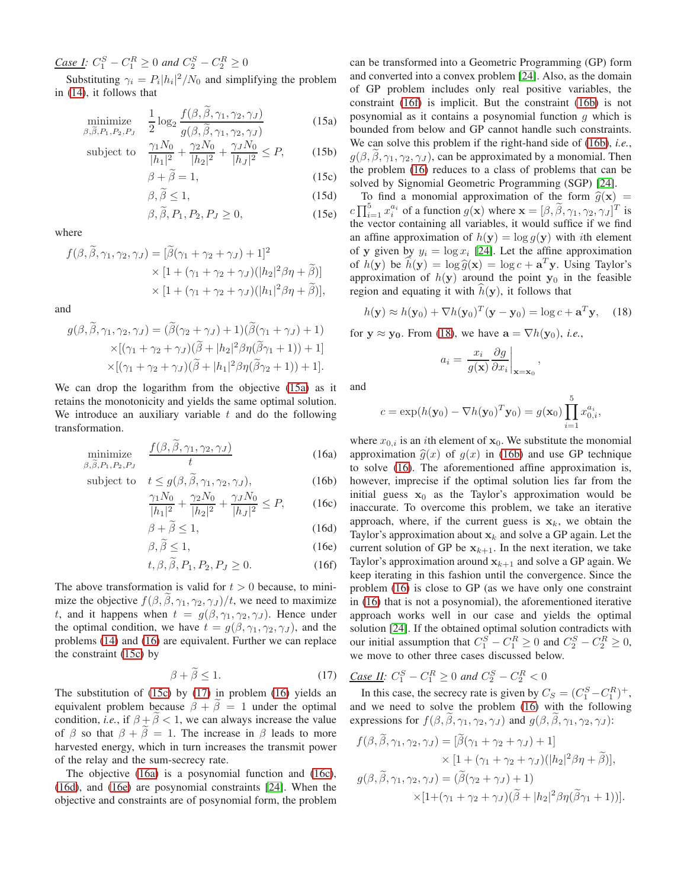*Case I: $C_1^S - C_1^R \geq 0$ and $C_2^S - C_2^R \geq 0$*

Substituting $\gamma_i = P_i|h_i|^2/N_0$ and simplifying the problem in (14), it follows that

$$\underset{\beta,\widetilde{\beta},P_1,P_2,P_J}{\text{minimize}} \quad \frac{1}{2}\log_2 \frac{f(\beta,\widetilde{\beta},\gamma_1,\gamma_2,\gamma_J)}{g(\beta,\widetilde{\beta},\gamma_1,\gamma_2,\gamma_J)} \tag{15a}$$

$$\text{subject to} \quad \frac{\gamma_1 N_0}{|h_1|^2} + \frac{\gamma_2 N_0}{|h_2|^2} + \frac{\gamma_J N_0}{|h_J|^2} \leq P, \tag{15b}$$

$$\beta + \widetilde{\beta} = 1, \tag{15c}$$

$$\beta, \widetilde{\beta} \leq 1, \tag{15d}$$

$$\beta, \widetilde{\beta}, P_1, P_2, P_J \geq 0, \tag{15e}$$

where

$$\begin{aligned} f(\beta,\widetilde{\beta},\gamma_1,\gamma_2,\gamma_J) = {} & [\widetilde{\beta}(\gamma_1+\gamma_2+\gamma_J)+1]^2 \\ & \times [1+(\gamma_1+\gamma_2+\gamma_J)(|h_2|^2\beta\eta+\widetilde{\beta})] \\ & \times [1+(\gamma_1+\gamma_2+\gamma_J)(|h_1|^2\beta\eta+\widetilde{\beta})], \end{aligned}$$

and

$$\begin{aligned} g(\beta,\widetilde{\beta},\gamma_1,\gamma_2,\gamma_J) = {} & (\widetilde{\beta}(\gamma_2+\gamma_J)+1)(\widetilde{\beta}(\gamma_1+\gamma_J)+1) \\ & \times [(\gamma_1+\gamma_2+\gamma_J)(\widetilde{\beta}+|h_2|^2\beta\eta(\widetilde{\beta}\gamma_1+1))+1] \\ & \times [(\gamma_1+\gamma_2+\gamma_J)(\widetilde{\beta}+|h_1|^2\beta\eta(\widetilde{\beta}\gamma_2+1))+1]. \end{aligned}$$

We can drop the logarithm from the objective (15a) as it retains the monotonicity and yields the same optimal solution. We introduce an auxiliary variable $t$ and do the following transformation.

$$\underset{\beta,\widetilde{\beta},P_1,P_2,P_J}{\text{minimize}} \quad \frac{f(\beta,\widetilde{\beta},\gamma_1,\gamma_2,\gamma_J)}{t} \tag{16a}$$

$$\text{subject to} \quad t \leq g(\beta,\widetilde{\beta},\gamma_1,\gamma_2,\gamma_J), \tag{16b}$$

$$\frac{\gamma_1 N_0}{|h_1|^2} + \frac{\gamma_2 N_0}{|h_2|^2} + \frac{\gamma_J N_0}{|h_J|^2} \leq P, \tag{16c}$$

$$\beta + \widetilde{\beta} \leq 1, \tag{16d}$$

$$\beta, \widetilde{\beta} \leq 1, \tag{16e}$$

$$t, \beta, \widetilde{\beta}, P_1, P_2, P_J \geq 0. \tag{16f}$$

The above transformation is valid for $t > 0$ because, to minimize the objective $f(\beta,\widetilde{\beta},\gamma_1,\gamma_2,\gamma_J)/t$, we need to maximize $t$, and it happens when $t = g(\beta,\widetilde{\beta},\gamma_1,\gamma_2,\gamma_J)$. Hence under the optimal condition, we have $t = g(\beta,\gamma_1,\gamma_2,\gamma_J)$, and the problems (14) and (16) are equivalent. Further we can replace the constraint (15c) by

$$\beta + \widetilde{\beta} \leq 1. \tag{17}$$

The substitution of (15c) by (17) in problem (16) yields an equivalent problem because $\beta + \widetilde{\beta} = 1$ under the optimal condition, *i.e.*, if $\beta + \widetilde{\beta} < 1$, we can always increase the value of $\beta$ so that $\beta + \widetilde{\beta} = 1$. The increase in $\beta$ leads to more harvested energy, which in turn increases the transmit power of the relay and the sum-secrecy rate.

The objective (16a) is a posynomial function and (16c), (16d), and (16e) are posynomial constraints [24]. When the objective and constraints are of posynomial form, the problem can be transformed into a Geometric Programming (GP) form and converted into a convex problem [24]. Also, as the domain of GP problem includes only real positive variables, the constraint (16f) is implicit. But the constraint (16b) is not posynomial as it contains a posynomial function $g$ which is bounded from below and GP cannot handle such constraints. We can solve this problem if the right-hand side of (16b), *i.e.*, $g(\beta,\widetilde{\beta},\gamma_1,\gamma_2,\gamma_J)$, can be approximated by a monomial. Then the problem (16) reduces to a class of problems that can be solved by Signomial Geometric Programming (SGP) [24].

To find a monomial approximation of the form $\widehat{g}(\mathbf{x}) = c\prod_{i=1}^{5} x_i^{a_i}$ of a function $g(\mathbf{x})$ where $\mathbf{x} = [\beta,\widetilde{\beta},\gamma_1,\gamma_2,\gamma_J]^T$ is the vector containing all variables, it would suffice if we find an affine approximation of $h(\mathbf{y}) = \log g(\mathbf{y})$ with $i$th element of $\mathbf{y}$ given by $y_i = \log x_i$ [24]. Let the affine approximation of $h(\mathbf{y})$ be $\widehat{h}(\mathbf{y}) = \log \widehat{g}(\mathbf{x}) = \log c + \mathbf{a}^T\mathbf{y}$. Using Taylor's approximation of $h(\mathbf{y})$ around the point $\mathbf{y}_0$ in the feasible region and equating it with $\widehat{h}(\mathbf{y})$, it follows that

$$h(\mathbf{y}) \approx h(\mathbf{y}_0) + \nabla h(\mathbf{y}_0)^T(\mathbf{y}-\mathbf{y}_0) = \log c + \mathbf{a}^T\mathbf{y}, \tag{18}$$

for $\mathbf{y} \approx \mathbf{y}_0$. From (18), we have $\mathbf{a} = \nabla h(\mathbf{y}_0)$, *i.e.*,

$$a_i = \left.\frac{x_i}{g(\mathbf{x})}\frac{\partial g}{\partial x_i}\right|_{\mathbf{x}=\mathbf{x}_0},$$

and

$$c = \exp(h(\mathbf{y}_0) - \nabla h(\mathbf{y}_0)^T\mathbf{y}_0) = g(\mathbf{x}_0)\prod_{i=1}^{5} x_{0,i}^{a_i},$$

where $x_{0,i}$ is an $i$th element of $\mathbf{x}_0$. We substitute the monomial approximation $\widehat{g}(x)$ of $g(x)$ in (16b) and use GP technique to solve (16). The aforementioned affine approximation is, however, imprecise if the optimal solution lies far from the initial guess $\mathbf{x}_0$ as the Taylor's approximation would be inaccurate. To overcome this problem, we take an iterative approach, where, if the current guess is $\mathbf{x}_k$, we obtain the Taylor's approximation about $\mathbf{x}_k$ and solve a GP again. Let the current solution of GP be $\mathbf{x}_{k+1}$. In the next iteration, we take Taylor's approximation around $\mathbf{x}_{k+1}$ and solve a GP again. We keep iterating in this fashion until the convergence. Since the problem (16) is close to GP (as we have only one constraint in (16) that is not a posynomial), the aforementioned iterative approach works well in our case and yields the optimal solution [24]. If the obtained optimal solution contradicts with our initial assumption that $C_1^S - C_1^R \geq 0$ and $C_2^S - C_2^R \geq 0$, we move to other three cases discussed below.

*Case II: $C_1^S - C_1^R \geq 0$ and $C_2^S - C_2^R < 0$*

In this case, the secrecy rate is given by $C_S = (C_1^S - C_1^R)^+$, and we need to solve the problem (16) with the following expressions for $f(\beta,\widetilde{\beta},\gamma_1,\gamma_2,\gamma_J)$ and $g(\beta,\widetilde{\beta},\gamma_1,\gamma_2,\gamma_J)$:

$$\begin{aligned} f(\beta,\widetilde{\beta},\gamma_1,\gamma_2,\gamma_J) = {} & [\widetilde{\beta}(\gamma_1+\gamma_2+\gamma_J)+1] \\ & \times [1+(\gamma_1+\gamma_2+\gamma_J)(|h_2|^2\beta\eta+\widetilde{\beta})], \\ g(\beta,\widetilde{\beta},\gamma_1,\gamma_2,\gamma_J) = {} & (\widetilde{\beta}(\gamma_2+\gamma_J)+1) \\ & \times [1+(\gamma_1+\gamma_2+\gamma_J)(\widetilde{\beta}+|h_2|^2\beta\eta(\widetilde{\beta}\gamma_1+1))]. \end{aligned}$$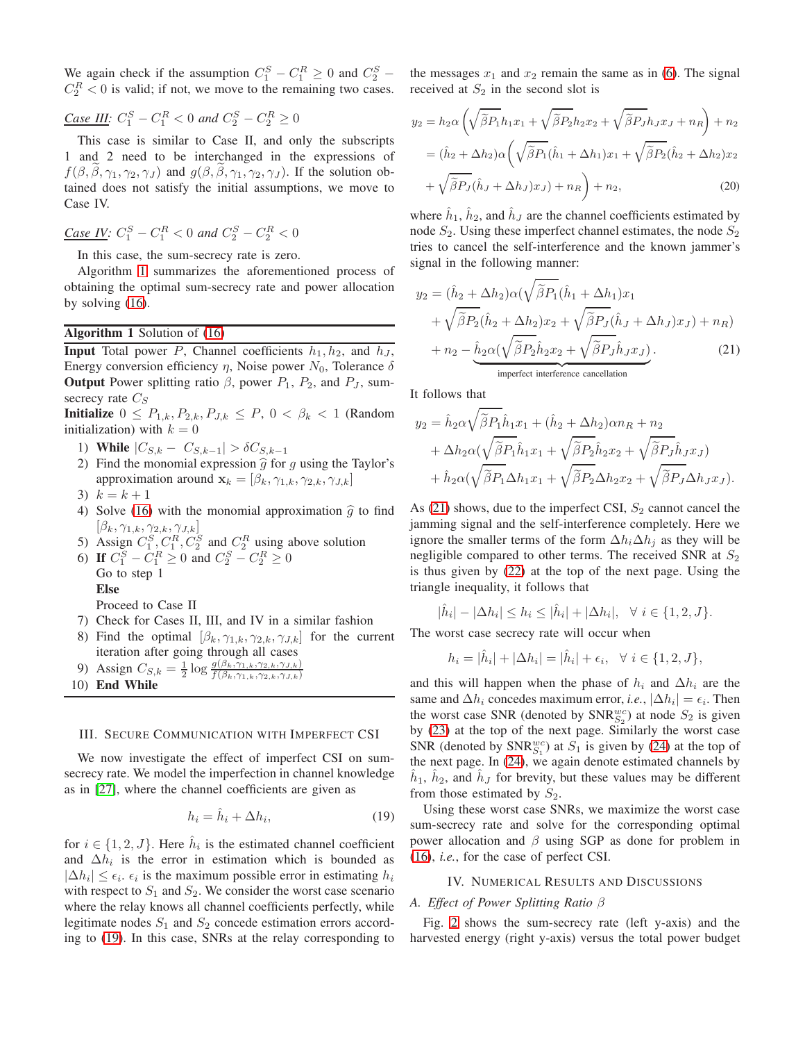We again check if the assumption $C_1^S - C_1^R \geq 0$ and $C_2^S - C_2^R < 0$ is valid; if not, we move to the remaining two cases.

*Case III: $C_1^S - C_1^R < 0$ and $C_2^S - C_2^R \geq 0$*

This case is similar to Case II, and only the subscripts 1 and 2 need to be interchanged in the expressions of $f(\beta, \widetilde{\beta}, \gamma_1, \gamma_2, \gamma_J)$ and $g(\beta, \widetilde{\beta}, \gamma_1, \gamma_2, \gamma_J)$. If the solution obtained does not satisfy the initial assumptions, we move to Case IV.

*Case IV: $C_1^S - C_1^R < 0$ and $C_2^S - C_2^R < 0$*

In this case, the sum-secrecy rate is zero.

Algorithm 1 summarizes the aforementioned process of obtaining the optimal sum-secrecy rate and power allocation by solving (16).

**Algorithm 1** Solution of (16)

**Input** Total power $P$, Channel coefficients $h_1, h_2$, and $h_J$, Energy conversion efficiency $\eta$, Noise power $N_0$, Tolerance $\delta$
**Output** Power splitting ratio $\beta$, power $P_1$, $P_2$, and $P_J$, sum-secrecy rate $C_S$
**Initialize** $0 \leq P_{1,k}, P_{2,k}, P_{J,k} \leq P$, $0 < \beta_k < 1$ (Random initialization) with $k = 0$

1) **While** $|C_{S,k} - C_{S,k-1}| > \delta C_{S,k-1}$
2) Find the monomial expression $\widehat{g}$ for $g$ using the Taylor's approximation around $\mathbf{x}_k = [\beta_k, \gamma_{1,k}, \gamma_{2,k}, \gamma_{J,k}]$
3) $k = k + 1$
4) Solve (16) with the monomial approximation $\widehat{g}$ to find $[\beta_k, \gamma_{1,k}, \gamma_{2,k}, \gamma_{J,k}]$
5) Assign $C_1^S, C_1^R, C_2^S$ and $C_2^R$ using above solution
6) **If** $C_1^S - C_1^R \geq 0$ and $C_2^S - C_2^R \geq 0$
   Go to step 1
   **Else**
   Proceed to Case II
7) Check for Cases II, III, and IV in a similar fashion
8) Find the optimal $[\beta_k, \gamma_{1,k}, \gamma_{2,k}, \gamma_{J,k}]$ for the current iteration after going through all cases
9) Assign $C_{S,k} = \frac{1}{2} \log \frac{g(\beta_k, \gamma_{1,k}, \gamma_{2,k}, \gamma_{J,k})}{f(\beta_k, \gamma_{1,k}, \gamma_{2,k}, \gamma_{J,k})}$
10) **End While**

## III. Secure Communication with Imperfect CSI

We now investigate the effect of imperfect CSI on sum-secrecy rate. We model the imperfection in channel knowledge as in [27], where the channel coefficients are given as

$$h_i = \hat{h}_i + \Delta h_i, \tag{19}$$

for $i \in \{1, 2, J\}$. Here $\hat{h}_i$ is the estimated channel coefficient and $\Delta h_i$ is the error in estimation which is bounded as $|\Delta h_i| \leq \epsilon_i$. $\epsilon_i$ is the maximum possible error in estimating $h_i$ with respect to $S_1$ and $S_2$. We consider the worst case scenario where the relay knows all channel coefficients perfectly, while legitimate nodes $S_1$ and $S_2$ concede estimation errors according to (19). In this case, SNRs at the relay corresponding to the messages $x_1$ and $x_2$ remain the same as in (6). The signal received at $S_2$ in the second slot is

$$\begin{aligned}
y_2 &= h_2\alpha\left(\sqrt{\widetilde{\beta}P_1}h_1x_1 + \sqrt{\widetilde{\beta}P_2}h_2x_2 + \sqrt{\widetilde{\beta}P_J}h_Jx_J + n_R\right) + n_2 \\
&= (\hat{h}_2 + \Delta h_2)\alpha\bigg(\sqrt{\widetilde{\beta}P_1}(\hat{h}_1 + \Delta h_1)x_1 + \sqrt{\widetilde{\beta}P_2}(\hat{h}_2 + \Delta h_2)x_2 \\
&\quad + \sqrt{\widetilde{\beta}P_J}(\hat{h}_J + \Delta h_J)x_J) + n_R\bigg) + n_2,
\end{aligned} \tag{20}$$

where $\hat{h}_1$, $\hat{h}_2$, and $\hat{h}_J$ are the channel coefficients estimated by node $S_2$. Using these imperfect channel estimates, the node $S_2$ tries to cancel the self-interference and the known jammer's signal in the following manner:

$$\begin{aligned}
y_2 &= (\hat{h}_2 + \Delta h_2)\alpha(\sqrt{\widetilde{\beta}P_1}(\hat{h}_1 + \Delta h_1)x_1 \\
&\quad + \sqrt{\widetilde{\beta}P_2}(\hat{h}_2 + \Delta h_2)x_2 + \sqrt{\widetilde{\beta}P_J}(\hat{h}_J + \Delta h_J)x_J) + n_R) \\
&\quad + n_2 - \underbrace{\hat{h}_2\alpha(\sqrt{\widetilde{\beta}P_2}\hat{h}_2x_2 + \sqrt{\widetilde{\beta}P_J}\hat{h}_Jx_J)}_{\text{imperfect interference cancellation}}.
\end{aligned} \tag{21}$$

It follows that

$$\begin{aligned}
y_2 &= \hat{h}_2\alpha\sqrt{\widetilde{\beta}P_1}\hat{h}_1x_1 + (\hat{h}_2 + \Delta h_2)\alpha n_R + n_2 \\
&\quad + \Delta h_2\alpha(\sqrt{\widetilde{\beta}P_1}\hat{h}_1x_1 + \sqrt{\widetilde{\beta}P_2}\hat{h}_2x_2 + \sqrt{\widetilde{\beta}P_J}\hat{h}_Jx_J) \\
&\quad + \hat{h}_2\alpha(\sqrt{\widetilde{\beta}P_1}\Delta h_1x_1 + \sqrt{\widetilde{\beta}P_2}\Delta h_2x_2 + \sqrt{\widetilde{\beta}P_J}\Delta h_Jx_J).
\end{aligned}$$

As (21) shows, due to the imperfect CSI, $S_2$ cannot cancel the jamming signal and the self-interference completely. Here we ignore the smaller terms of the form $\Delta h_i \Delta h_j$ as they will be negligible compared to other terms. The received SNR at $S_2$ is thus given by (22) at the top of the next page. Using the triangle inequality, it follows that

$$|\hat{h}_i| - |\Delta h_i| \leq h_i \leq |\hat{h}_i| + |\Delta h_i|, \quad \forall\, i \in \{1, 2, J\}.$$

The worst case secrecy rate will occur when

$$h_i = |\hat{h}_i| + |\Delta h_i| = |\hat{h}_i| + \epsilon_i, \quad \forall\, i \in \{1, 2, J\},$$

and this will happen when the phase of $h_i$ and $\Delta h_i$ are the same and $\Delta h_i$ concedes maximum error, *i.e.*, $|\Delta h_i| = \epsilon_i$. Then the worst case SNR (denoted by $\text{SNR}_{S_2}^{wc}$) at node $S_2$ is given by (23) at the top of the next page. Similarly the worst case SNR (denoted by $\text{SNR}_{S_1}^{wc}$) at $S_1$ is given by (24) at the top of the next page. In (24), we again denote estimated channels by $\hat{h}_1$, $\hat{h}_2$, and $\hat{h}_J$ for brevity, but these values may be different from those estimated by $S_2$.

Using these worst case SNRs, we maximize the worst case sum-secrecy rate and solve for the corresponding optimal power allocation and $\beta$ using SGP as done for problem in (16), *i.e.*, for the case of perfect CSI.

## IV. Numerical Results and Discussions

### A. Effect of Power Splitting Ratio $\beta$

Fig. 2 shows the sum-secrecy rate (left y-axis) and the harvested energy (right y-axis) versus the total power budget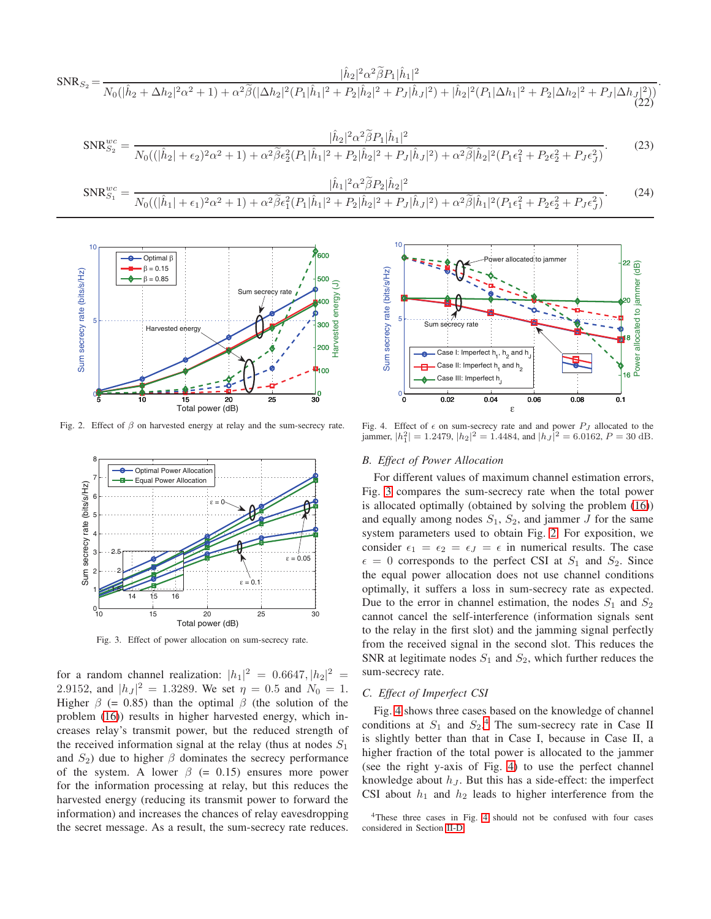$$\text{SNR}_{S_2} = \frac{|\hat{h}_2|^2\alpha^2\widetilde{\beta}P_1|\hat{h}_1|^2}{N_0(|\hat{h}_2+\Delta h_2|^2\alpha^2+1)+\alpha^2\widetilde{\beta}(|\Delta h_2|^2(P_1|\hat{h}_1|^2+P_2|\hat{h}_2|^2+P_J|\hat{h}_J|^2)+|\hat{h}_2|^2(P_1|\Delta h_1|^2+P_2|\Delta h_2|^2+P_J|\Delta h_J|^2))}. \tag{22}$$

$$\text{SNR}^{wc}_{S_2} = \frac{|\hat{h}_2|^2\alpha^2\widetilde{\beta}P_1|\hat{h}_1|^2}{N_0((|\hat{h}_2|+\epsilon_2)^2\alpha^2+1)+\alpha^2\widetilde{\beta}\epsilon_2^2(P_1|\hat{h}_1|^2+P_2|\hat{h}_2|^2+P_J|\hat{h}_J|^2)+\alpha^2\widetilde{\beta}|\hat{h}_2|^2(P_1\epsilon_1^2+P_2\epsilon_2^2+P_J\epsilon_J^2)}. \tag{23}$$

$$\text{SNR}^{wc}_{S_1} = \frac{|\hat{h}_1|^2\alpha^2\widetilde{\beta}P_2|\hat{h}_2|^2}{N_0((|\hat{h}_1|+\epsilon_1)^2\alpha^2+1)+\alpha^2\widetilde{\beta}\epsilon_1^2(P_1|\hat{h}_1|^2+P_2|\hat{h}_2|^2+P_J|\hat{h}_J|^2)+\alpha^2\widetilde{\beta}|\hat{h}_1|^2(P_1\epsilon_1^2+P_2\epsilon_2^2+P_J\epsilon_J^2)}. \tag{24}$$

Fig. 2. Effect of $\beta$ on harvested energy at relay and the sum-secrecy rate.

Fig. 3. Effect of power allocation on sum-secrecy rate.

for a random channel realization: $|h_1|^2 = 0.6647, |h_2|^2 = 2.9152$, and $|h_J|^2 = 1.3289$. We set $\eta = 0.5$ and $N_0 = 1$. Higher $\beta$ (= 0.85) than the optimal $\beta$ (the solution of the problem (16)) results in higher harvested energy, which increases relay's transmit power, but the reduced strength of the received information signal at the relay (thus at nodes $S_1$ and $S_2$) due to higher $\beta$ dominates the secrecy performance of the system. A lower $\beta$ (= 0.15) ensures more power for the information processing at relay, but this reduces the harvested energy (reducing its transmit power to forward the information) and increases the chances of relay eavesdropping the secret message. As a result, the sum-secrecy rate reduces.

Fig. 4. Effect of $\epsilon$ on sum-secrecy rate and and power $P_J$ allocated to the jammer, $|h_1^2| = 1.2479$, $|h_2|^2 = 1.4484$, and $|h_J|^2 = 6.0162$, $P = 30$ dB.

### B. Effect of Power Allocation

For different values of maximum channel estimation errors, Fig. 3 compares the sum-secrecy rate when the total power is allocated optimally (obtained by solving the problem (16)) and equally among nodes $S_1$, $S_2$, and jammer $J$ for the same system parameters used to obtain Fig. 2. For exposition, we consider $\epsilon_1 = \epsilon_2 = \epsilon_J = \epsilon$ in numerical results. The case $\epsilon = 0$ corresponds to the perfect CSI at $S_1$ and $S_2$. Since the equal power allocation does not use channel conditions optimally, it suffers a loss in sum-secrecy rate as expected. Due to the error in channel estimation, the nodes $S_1$ and $S_2$ cannot cancel the self-interference (information signals sent to the relay in the first slot) and the jamming signal perfectly from the received signal in the second slot. This reduces the SNR at legitimate nodes $S_1$ and $S_2$, which further reduces the sum-secrecy rate.

### C. Effect of Imperfect CSI

Fig. 4 shows three cases based on the knowledge of channel conditions at $S_1$ and $S_2$.[4] The sum-secrecy rate in Case II is slightly better than that in Case I, because in Case II, a higher fraction of the total power is allocated to the jammer (see the right y-axis of Fig. 4) to use the perfect channel knowledge about $h_J$. But this has a side-effect: the imperfect CSI about $h_1$ and $h_2$ leads to higher interference from the

[4]These three cases in Fig. 4 should not be confused with four cases considered in Section II-D.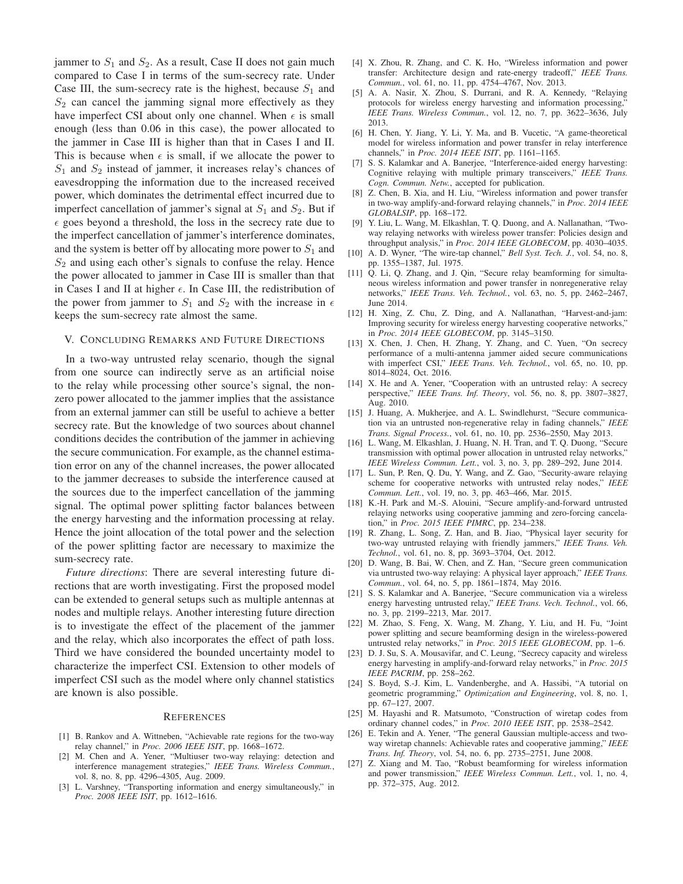jammer to $S_1$ and $S_2$. As a result, Case II does not gain much compared to Case I in terms of the sum-secrecy rate. Under Case III, the sum-secrecy rate is the highest, because $S_1$ and $S_2$ can cancel the jamming signal more effectively as they have imperfect CSI about only one channel. When $\epsilon$ is small enough (less than 0.06 in this case), the power allocated to the jammer in Case III is higher than that in Cases I and II. This is because when $\epsilon$ is small, if we allocate the power to $S_1$ and $S_2$ instead of jammer, it increases relay's chances of eavesdropping the information due to the increased received power, which dominates the detrimental effect incurred due to imperfect cancellation of jammer's signal at $S_1$ and $S_2$. But if $\epsilon$ goes beyond a threshold, the loss in the secrecy rate due to the imperfect cancellation of jammer's interference dominates, and the system is better off by allocating more power to $S_1$ and $S_2$ and using each other's signals to confuse the relay. Hence the power allocated to jammer in Case III is smaller than that in Cases I and II at higher $\epsilon$. In Case III, the redistribution of the power from jammer to $S_1$ and $S_2$ with the increase in $\epsilon$ keeps the sum-secrecy rate almost the same.

## V. Concluding Remarks and Future Directions

In a two-way untrusted relay scenario, though the signal from one source can indirectly serve as an artificial noise to the relay while processing other source's signal, the non-zero power allocated to the jammer implies that the assistance from an external jammer can still be useful to achieve a better secrecy rate. But the knowledge of two sources about channel conditions decides the contribution of the jammer in achieving the secure communication. For example, as the channel estimation error on any of the channel increases, the power allocated to the jammer decreases to subside the interference caused at the sources due to the imperfect cancellation of the jamming signal. The optimal power splitting factor balances between the energy harvesting and the information processing at relay. Hence the joint allocation of the total power and the selection of the power splitting factor are necessary to maximize the sum-secrecy rate.

*Future directions*: There are several interesting future directions that are worth investigating. First the proposed model can be extended to general setups such as multiple antennas at nodes and multiple relays. Another interesting future direction is to investigate the effect of the placement of the jammer and the relay, which also incorporates the effect of path loss. Third we have considered the bounded uncertainty model to characterize the imperfect CSI. Extension to other models of imperfect CSI such as the model where only channel statistics are known is also possible.

## References

[1] B. Rankov and A. Wittneben, "Achievable rate regions for the two-way relay channel," in *Proc. 2006 IEEE ISIT*, pp. 1668–1672.

[2] M. Chen and A. Yener, "Multiuser two-way relaying: detection and interference management strategies," *IEEE Trans. Wireless Commun.*, vol. 8, no. 8, pp. 4296–4305, Aug. 2009.

[3] L. Varshney, "Transporting information and energy simultaneously," in *Proc. 2008 IEEE ISIT*, pp. 1612–1616.

[4] X. Zhou, R. Zhang, and C. K. Ho, "Wireless information and power transfer: Architecture design and rate-energy tradeoff," *IEEE Trans. Commun.*, vol. 61, no. 11, pp. 4754–4767, Nov. 2013.

[5] A. A. Nasir, X. Zhou, S. Durrani, and R. A. Kennedy, "Relaying protocols for wireless energy harvesting and information processing," *IEEE Trans. Wireless Commun.*, vol. 12, no. 7, pp. 3622–3636, July 2013.

[6] H. Chen, Y. Jiang, Y. Li, Y. Ma, and B. Vucetic, "A game-theoretical model for wireless information and power transfer in relay interference channels," in *Proc. 2014 IEEE ISIT*, pp. 1161–1165.

[7] S. S. Kalamkar and A. Banerjee, "Interference-aided energy harvesting: Cognitive relaying with multiple primary transceivers," *IEEE Trans. Cogn. Commun. Netw.*, accepted for publication.

[8] Z. Chen, B. Xia, and H. Liu, "Wireless information and power transfer in two-way amplify-and-forward relaying channels," in *Proc. 2014 IEEE GLOBALSIP*, pp. 168–172.

[9] Y. Liu, L. Wang, M. Elkashlan, T. Q. Duong, and A. Nallanathan, "Two-way relaying networks with wireless power transfer: Policies design and throughput analysis," in *Proc. 2014 IEEE GLOBECOM*, pp. 4030–4035.

[10] A. D. Wyner, "The wire-tap channel," *Bell Syst. Tech. J.*, vol. 54, no. 8, pp. 1355–1387, Jul. 1975.

[11] Q. Li, Q. Zhang, and J. Qin, "Secure relay beamforming for simultaneous wireless information and power transfer in nonregenerative relay networks," *IEEE Trans. Veh. Technol.*, vol. 63, no. 5, pp. 2462–2467, June 2014.

[12] H. Xing, Z. Chu, Z. Ding, and A. Nallanathan, "Harvest-and-jam: Improving security for wireless energy harvesting cooperative networks," in *Proc. 2014 IEEE GLOBECOM*, pp. 3145–3150.

[13] X. Chen, J. Chen, H. Zhang, Y. Zhang, and C. Yuen, "On secrecy performance of a multi-antenna jammer aided secure communications with imperfect CSI," *IEEE Trans. Veh. Technol.*, vol. 65, no. 10, pp. 8014–8024, Oct. 2016.

[14] X. He and A. Yener, "Cooperation with an untrusted relay: A secrecy perspective," *IEEE Trans. Inf. Theory*, vol. 56, no. 8, pp. 3807–3827, Aug. 2010.

[15] J. Huang, A. Mukherjee, and A. L. Swindlehurst, "Secure communication via an untrusted non-regenerative relay in fading channels," *IEEE Trans. Signal Process.*, vol. 61, no. 10, pp. 2536–2550, May 2013.

[16] L. Wang, M. Elkashlan, J. Huang, N. H. Tran, and T. Q. Duong, "Secure transmission with optimal power allocation in untrusted relay networks," *IEEE Wireless Commun. Lett.*, vol. 3, no. 3, pp. 289–292, June 2014.

[17] L. Sun, P. Ren, Q. Du, Y. Wang, and Z. Gao, "Security-aware relaying scheme for cooperative networks with untrusted relay nodes," *IEEE Commun. Lett.*, vol. 19, no. 3, pp. 463–466, Mar. 2015.

[18] K.-H. Park and M.-S. Alouini, "Secure amplify-and-forward untrusted relaying networks using cooperative jamming and zero-forcing cancelation," in *Proc. 2015 IEEE PIMRC*, pp. 234–238.

[19] R. Zhang, L. Song, Z. Han, and B. Jiao, "Physical layer security for two-way untrusted relaying with friendly jammers," *IEEE Trans. Veh. Technol.*, vol. 61, no. 8, pp. 3693–3704, Oct. 2012.

[20] D. Wang, B. Bai, W. Chen, and Z. Han, "Secure green communication via untrusted two-way relaying: A physical layer approach," *IEEE Trans. Commun.*, vol. 64, no. 5, pp. 1861–1874, May 2016.

[21] S. S. Kalamkar and A. Banerjee, "Secure communication via a wireless energy harvesting untrusted relay," *IEEE Trans. Vech. Technol.*, vol. 66, no. 3, pp. 2199–2213, Mar. 2017.

[22] M. Zhao, S. Feng, X. Wang, M. Zhang, Y. Liu, and H. Fu, "Joint power splitting and secure beamforming design in the wireless-powered untrusted relay networks," in *Proc. 2015 IEEE GLOBECOM*, pp. 1–6.

[23] D. J. Su, S. A. Mousavifar, and C. Leung, "Secrecy capacity and wireless energy harvesting in amplify-and-forward relay networks," in *Proc. 2015 IEEE PACRIM*, pp. 258–262.

[24] S. Boyd, S.-J. Kim, L. Vandenberghe, and A. Hassibi, "A tutorial on geometric programming," *Optimization and Engineering*, vol. 8, no. 1, pp. 67–127, 2007.

[25] M. Hayashi and R. Matsumoto, "Construction of wiretap codes from ordinary channel codes," in *Proc. 2010 IEEE ISIT*, pp. 2538–2542.

[26] E. Tekin and A. Yener, "The general Gaussian multiple-access and two-way wiretap channels: Achievable rates and cooperative jamming," *IEEE Trans. Inf. Theory*, vol. 54, no. 6, pp. 2735–2751, June 2008.

[27] Z. Xiang and M. Tao, "Robust beamforming for wireless information and power transmission," *IEEE Wireless Commun. Lett.*, vol. 1, no. 4, pp. 372–375, Aug. 2012.